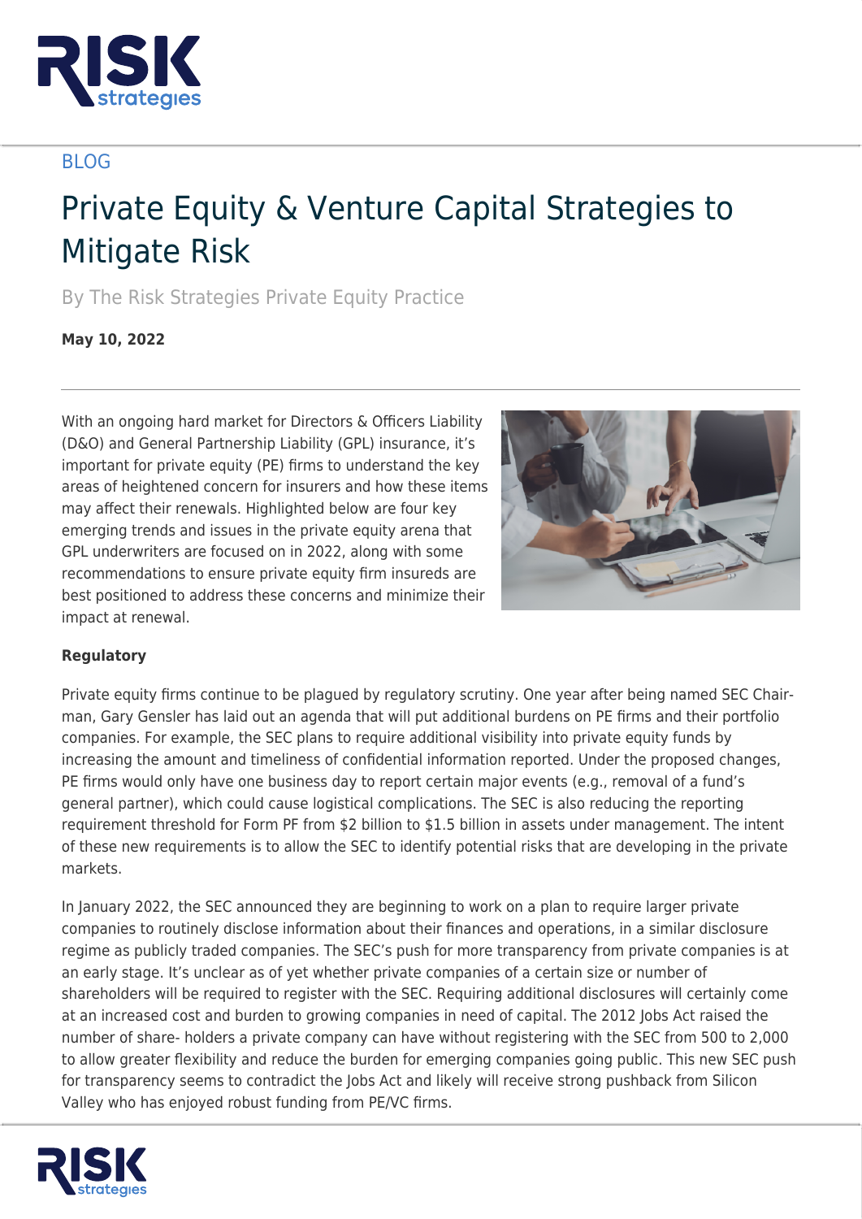BLOG

# Private Equity & Venture Capital Strategies to Mitigate Risk

By The Risk Strategies Private Equity Practice

**May 10, 2022**

With an ongoing hard market for Directors & Officers Liability (D&O) and General Partnership Liability (GPL) insurance, it's important for private equity (PE) firms to understand the key areas of heightened concern for insurers and how these items may affect their renewals. Highlighted below are four key emerging trends and issues in the private equity arena that GPL underwriters are focused on in 2022, along with some recommendations to ensure private equity firm insureds are best positioned to address these concerns and minimize their impact at renewal.

**Regulatory**

Private equity firms continue to be plagued by regulatory scrutiny. One year after being named SEC Chairman, Gary Gensler has laid out an agenda that will put additional burdens on PE firms and their portfolio companies. For example, the SEC plans to require additional visibility into private equity funds by increasing the amount and timeliness of confidential information reported. Under the proposed changes, PE firms would only have one business day to report certain major events (e.g., removal of a fund's general partner), which could cause logistical complications. The SEC is also reducing the reporting requirement threshold for Form PF from $2 billion to $1.5 billion in assets under management. The intent of these new requirements is to allow the SEC to identify potential risks that are developing in the private markets.

In January 2022, the SEC announced they are beginning to work on a plan to require larger private companies to routinely disclose information about their finances and operations, in a similar disclosure regime as publicly traded companies. The SEC's push for more transparency from private companies is at an early stage. It's unclear as of yet whether private companies of a certain size or number of shareholders will be required to register with the SEC. Requiring additional disclosures will certainly come at an increased cost and burden to growing companies in need of capital. The 2012 Jobs Act raised the number of share- holders a private company can have without registering with the SEC from 500 to 2,000 to allow greater flexibility and reduce the burden for emerging companies going public. This new SEC push for transparency seems to contradict the Jobs Act and likely will receive strong pushback from Silicon Valley who has enjoyed robust funding from PE/VC firms.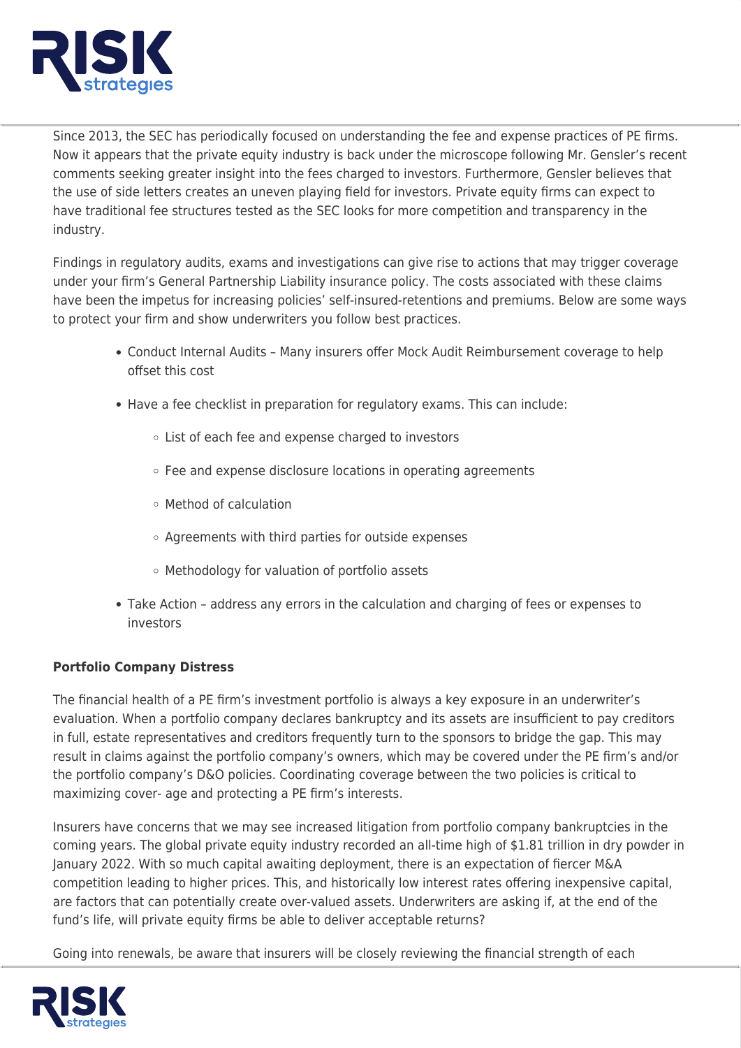Since 2013, the SEC has periodically focused on understanding the fee and expense practices of PE firms. Now it appears that the private equity industry is back under the microscope following Mr. Gensler's recent comments seeking greater insight into the fees charged to investors. Furthermore, Gensler believes that the use of side letters creates an uneven playing field for investors. Private equity firms can expect to have traditional fee structures tested as the SEC looks for more competition and transparency in the industry.

Findings in regulatory audits, exams and investigations can give rise to actions that may trigger coverage under your firm's General Partnership Liability insurance policy. The costs associated with these claims have been the impetus for increasing policies' self-insured-retentions and premiums. Below are some ways to protect your firm and show underwriters you follow best practices.

- Conduct Internal Audits – Many insurers offer Mock Audit Reimbursement coverage to help offset this cost
- Have a fee checklist in preparation for regulatory exams. This can include:
  - List of each fee and expense charged to investors
  - Fee and expense disclosure locations in operating agreements
  - Method of calculation
  - Agreements with third parties for outside expenses
  - Methodology for valuation of portfolio assets
- Take Action – address any errors in the calculation and charging of fees or expenses to investors

**Portfolio Company Distress**

The financial health of a PE firm's investment portfolio is always a key exposure in an underwriter's evaluation. When a portfolio company declares bankruptcy and its assets are insufficient to pay creditors in full, estate representatives and creditors frequently turn to the sponsors to bridge the gap. This may result in claims against the portfolio company's owners, which may be covered under the PE firm's and/or the portfolio company's D&O policies. Coordinating coverage between the two policies is critical to maximizing cover- age and protecting a PE firm's interests.

Insurers have concerns that we may see increased litigation from portfolio company bankruptcies in the coming years. The global private equity industry recorded an all-time high of $1.81 trillion in dry powder in January 2022. With so much capital awaiting deployment, there is an expectation of fiercer M&A competition leading to higher prices. This, and historically low interest rates offering inexpensive capital, are factors that can potentially create over-valued assets. Underwriters are asking if, at the end of the fund's life, will private equity firms be able to deliver acceptable returns?

Going into renewals, be aware that insurers will be closely reviewing the financial strength of each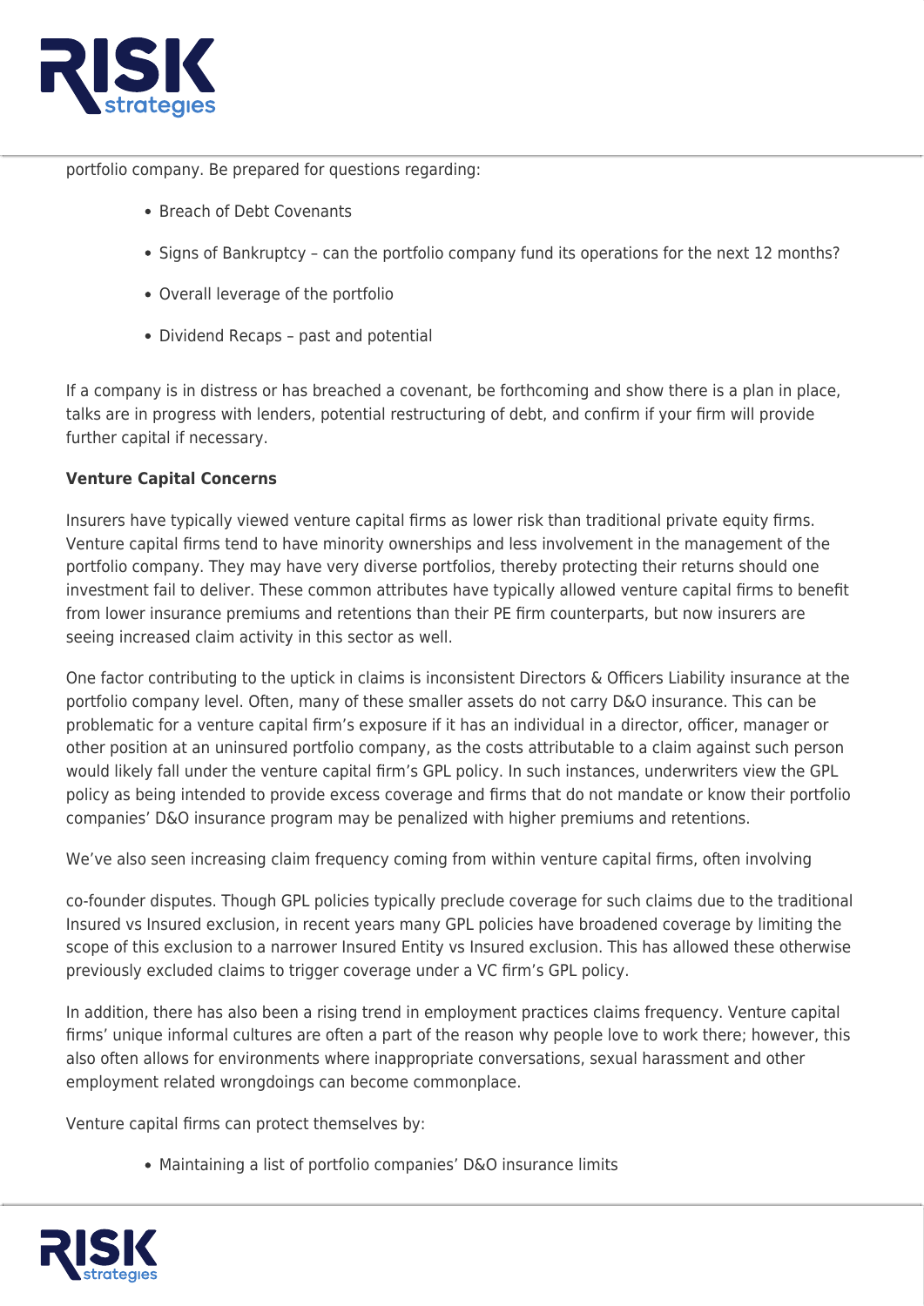portfolio company. Be prepared for questions regarding:

- Breach of Debt Covenants
- Signs of Bankruptcy – can the portfolio company fund its operations for the next 12 months?
- Overall leverage of the portfolio
- Dividend Recaps – past and potential

If a company is in distress or has breached a covenant, be forthcoming and show there is a plan in place, talks are in progress with lenders, potential restructuring of debt, and confirm if your firm will provide further capital if necessary.

**Venture Capital Concerns**

Insurers have typically viewed venture capital firms as lower risk than traditional private equity firms. Venture capital firms tend to have minority ownerships and less involvement in the management of the portfolio company. They may have very diverse portfolios, thereby protecting their returns should one investment fail to deliver. These common attributes have typically allowed venture capital firms to benefit from lower insurance premiums and retentions than their PE firm counterparts, but now insurers are seeing increased claim activity in this sector as well.

One factor contributing to the uptick in claims is inconsistent Directors & Officers Liability insurance at the portfolio company level. Often, many of these smaller assets do not carry D&O insurance. This can be problematic for a venture capital firm's exposure if it has an individual in a director, officer, manager or other position at an uninsured portfolio company, as the costs attributable to a claim against such person would likely fall under the venture capital firm's GPL policy. In such instances, underwriters view the GPL policy as being intended to provide excess coverage and firms that do not mandate or know their portfolio companies' D&O insurance program may be penalized with higher premiums and retentions.

We've also seen increasing claim frequency coming from within venture capital firms, often involving co-founder disputes. Though GPL policies typically preclude coverage for such claims due to the traditional Insured vs Insured exclusion, in recent years many GPL policies have broadened coverage by limiting the scope of this exclusion to a narrower Insured Entity vs Insured exclusion. This has allowed these otherwise previously excluded claims to trigger coverage under a VC firm's GPL policy.

In addition, there has also been a rising trend in employment practices claims frequency. Venture capital firms' unique informal cultures are often a part of the reason why people love to work there; however, this also often allows for environments where inappropriate conversations, sexual harassment and other employment related wrongdoings can become commonplace.

Venture capital firms can protect themselves by:

- Maintaining a list of portfolio companies' D&O insurance limits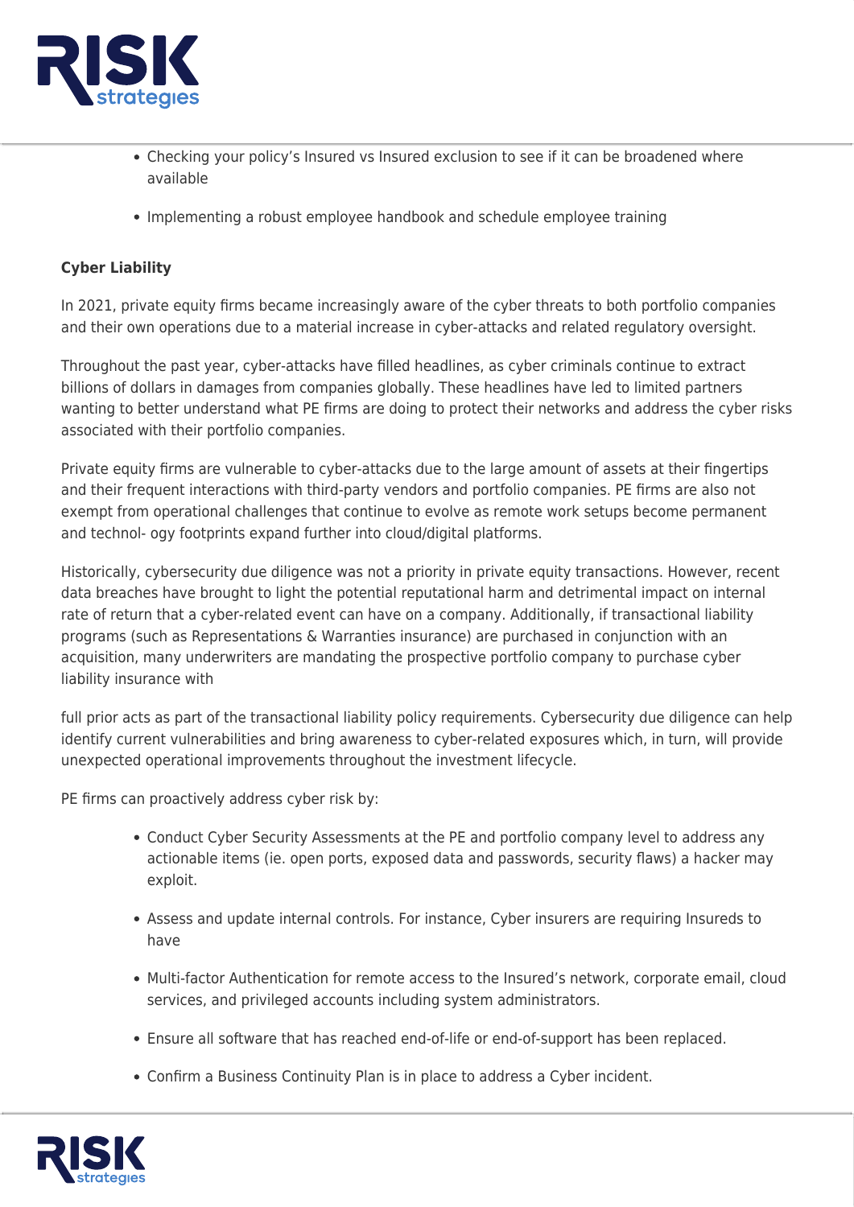- Checking your policy's Insured vs Insured exclusion to see if it can be broadened where available
- Implementing a robust employee handbook and schedule employee training

**Cyber Liability**

In 2021, private equity firms became increasingly aware of the cyber threats to both portfolio companies and their own operations due to a material increase in cyber-attacks and related regulatory oversight.

Throughout the past year, cyber-attacks have filled headlines, as cyber criminals continue to extract billions of dollars in damages from companies globally. These headlines have led to limited partners wanting to better understand what PE firms are doing to protect their networks and address the cyber risks associated with their portfolio companies.

Private equity firms are vulnerable to cyber-attacks due to the large amount of assets at their fingertips and their frequent interactions with third-party vendors and portfolio companies. PE firms are also not exempt from operational challenges that continue to evolve as remote work setups become permanent and technol- ogy footprints expand further into cloud/digital platforms.

Historically, cybersecurity due diligence was not a priority in private equity transactions. However, recent data breaches have brought to light the potential reputational harm and detrimental impact on internal rate of return that a cyber-related event can have on a company. Additionally, if transactional liability programs (such as Representations & Warranties insurance) are purchased in conjunction with an acquisition, many underwriters are mandating the prospective portfolio company to purchase cyber liability insurance with

full prior acts as part of the transactional liability policy requirements. Cybersecurity due diligence can help identify current vulnerabilities and bring awareness to cyber-related exposures which, in turn, will provide unexpected operational improvements throughout the investment lifecycle.

PE firms can proactively address cyber risk by:

- Conduct Cyber Security Assessments at the PE and portfolio company level to address any actionable items (ie. open ports, exposed data and passwords, security flaws) a hacker may exploit.
- Assess and update internal controls. For instance, Cyber insurers are requiring Insureds to have
- Multi-factor Authentication for remote access to the Insured's network, corporate email, cloud services, and privileged accounts including system administrators.
- Ensure all software that has reached end-of-life or end-of-support has been replaced.
- Confirm a Business Continuity Plan is in place to address a Cyber incident.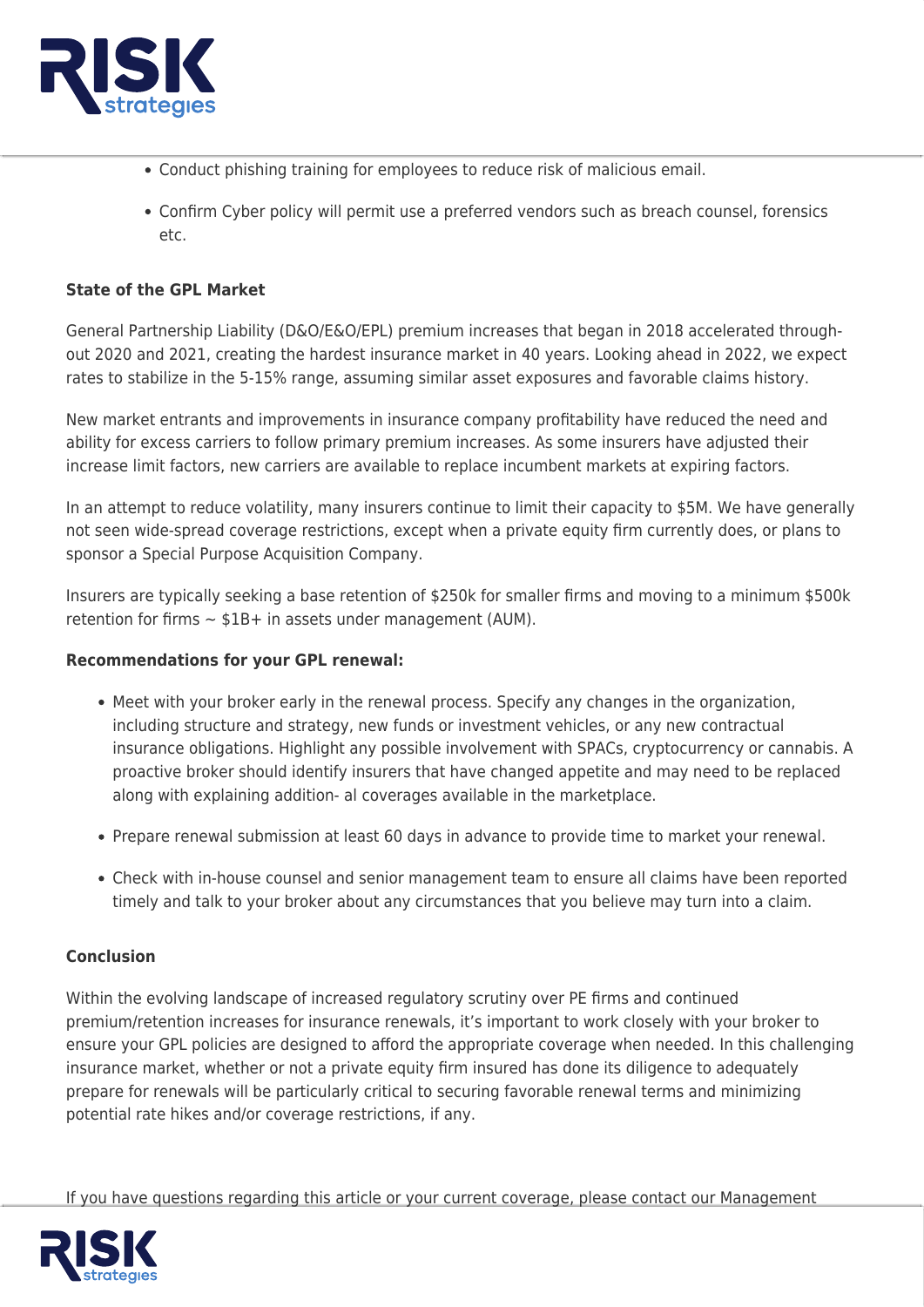- Conduct phishing training for employees to reduce risk of malicious email.
- Confirm Cyber policy will permit use a preferred vendors such as breach counsel, forensics etc.

**State of the GPL Market**

General Partnership Liability (D&O/E&O/EPL) premium increases that began in 2018 accelerated through-out 2020 and 2021, creating the hardest insurance market in 40 years. Looking ahead in 2022, we expect rates to stabilize in the 5-15% range, assuming similar asset exposures and favorable claims history.

New market entrants and improvements in insurance company profitability have reduced the need and ability for excess carriers to follow primary premium increases. As some insurers have adjusted their increase limit factors, new carriers are available to replace incumbent markets at expiring factors.

In an attempt to reduce volatility, many insurers continue to limit their capacity to $5M. We have generally not seen wide-spread coverage restrictions, except when a private equity firm currently does, or plans to sponsor a Special Purpose Acquisition Company.

Insurers are typically seeking a base retention of $250k for smaller firms and moving to a minimum $500k retention for firms ~ $1B+ in assets under management (AUM).

**Recommendations for your GPL renewal:**

- Meet with your broker early in the renewal process. Specify any changes in the organization, including structure and strategy, new funds or investment vehicles, or any new contractual insurance obligations. Highlight any possible involvement with SPACs, cryptocurrency or cannabis. A proactive broker should identify insurers that have changed appetite and may need to be replaced along with explaining addition- al coverages available in the marketplace.
- Prepare renewal submission at least 60 days in advance to provide time to market your renewal.
- Check with in-house counsel and senior management team to ensure all claims have been reported timely and talk to your broker about any circumstances that you believe may turn into a claim.

**Conclusion**

Within the evolving landscape of increased regulatory scrutiny over PE firms and continued premium/retention increases for insurance renewals, it's important to work closely with your broker to ensure your GPL policies are designed to afford the appropriate coverage when needed. In this challenging insurance market, whether or not a private equity firm insured has done its diligence to adequately prepare for renewals will be particularly critical to securing favorable renewal terms and minimizing potential rate hikes and/or coverage restrictions, if any.

If you have questions regarding this article or your current coverage, please contact our Management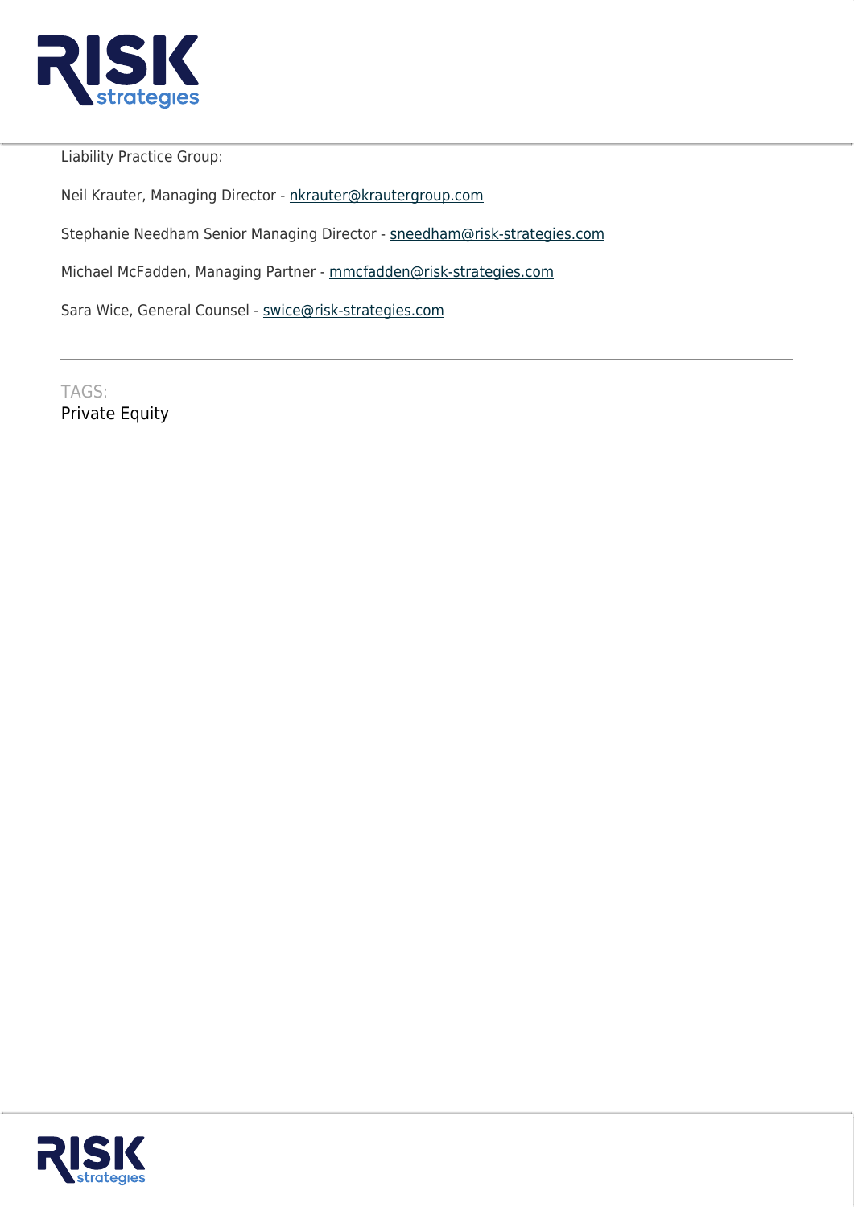Liability Practice Group:

Neil Krauter, Managing Director - nkrauter@krautergroup.com

Stephanie Needham Senior Managing Director - sneedham@risk-strategies.com

Michael McFadden, Managing Partner - mmcfadden@risk-strategies.com

Sara Wice, General Counsel - swice@risk-strategies.com

---

TAGS:
Private Equity